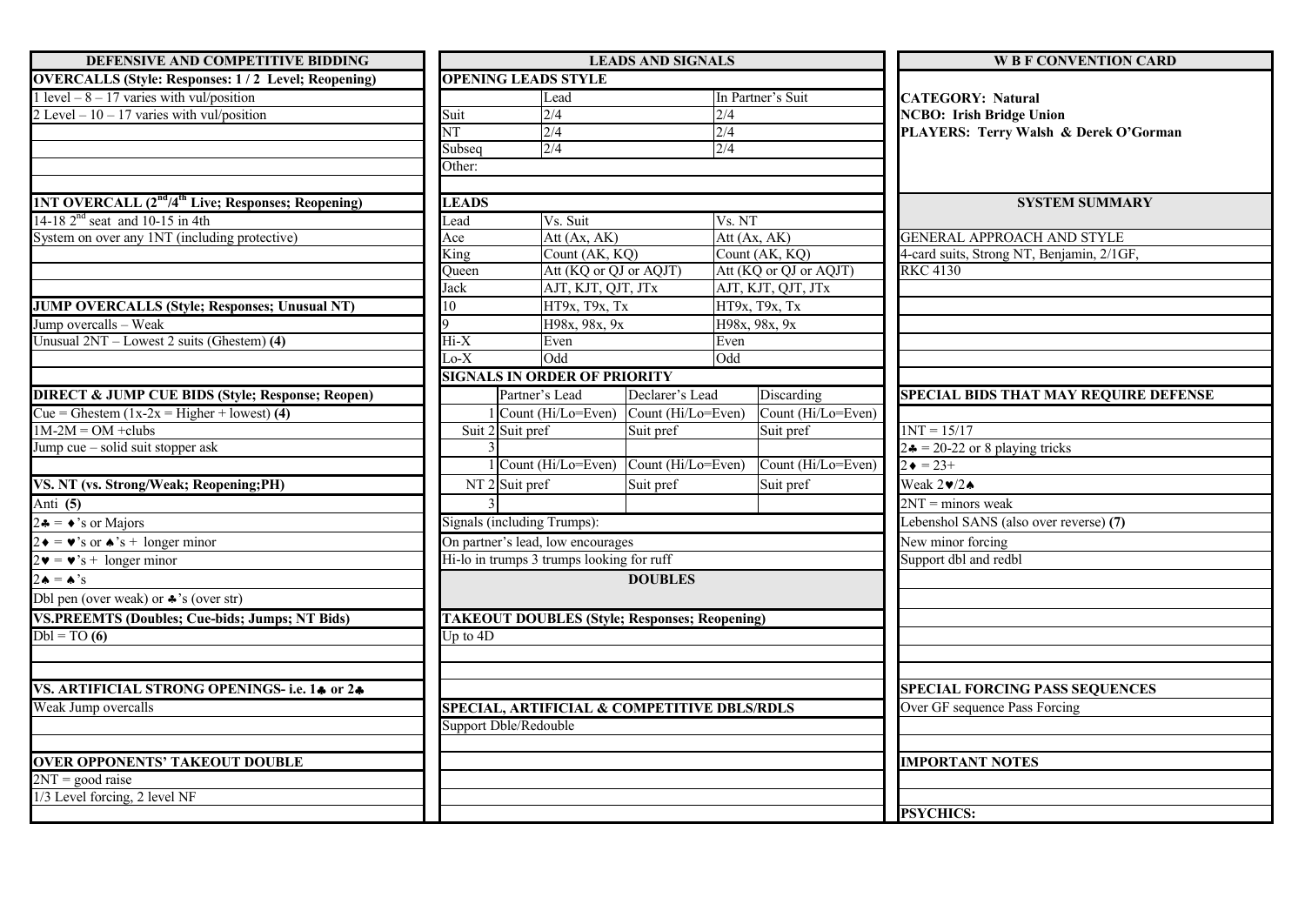## DEFENSIVE AND COMPETITIVE BIDDING

**OVERCALLS (Style: Responses: 1 / 2 Level; Reopening)**

1 level – 8 – 17 varies with vul/position
2 Level – 10 – 17 varies with vul/position

**1NT OVERCALL (2nd/4th Live; Responses; Reopening)**

14-18 2nd seat and 10-15 in 4th
System on over any 1NT (including protective)

**JUMP OVERCALLS (Style; Responses; Unusual NT)**

Jump overcalls – Weak
Unusual 2NT – Lowest 2 suits (Ghestem) **(4)**

**DIRECT & JUMP CUE BIDS (Style; Response; Reopen)**

Cue = Ghestem (1x-2x = Higher + lowest) **(4)**
1M-2M = OM +clubs
Jump cue – solid suit stopper ask

**VS. NT (vs. Strong/Weak; Reopening;PH)**

Anti **(5)**
2♣ = ♦'s or Majors
2♦ = ♥'s or ♠'s + longer minor
2♥ = ♥'s + longer minor
2♠ = ♠'s
Dbl pen (over weak) or ♣'s (over str)

**VS.PREEMTS (Doubles; Cue-bids; Jumps; NT Bids)**

Dbl = TO **(6)**

**VS. ARTIFICIAL STRONG OPENINGS- i.e. 1♣ or 2♣**

Weak Jump overcalls

**OVER OPPONENTS' TAKEOUT DOUBLE**

2NT = good raise
1/3 Level forcing, 2 level NF

## LEADS AND SIGNALS

**OPENING LEADS STYLE**

| | Lead | In Partner's Suit |
|---|---|---|
| Suit | 2/4 | 2/4 |
| NT | 2/4 | 2/4 |
| Subseq | 2/4 | 2/4 |

Other:

**LEADS**

| Lead | Vs. Suit | Vs. NT |
|---|---|---|
| Ace | Att (Ax, AK) | Att (Ax, AK) |
| King | Count (AK, KQ) | Count (AK, KQ) |
| Queen | Att (KQ or QJ or AQJT) | Att (KQ or QJ or AQJT) |
| Jack | AJT, KJT, QJT, JTx | AJT, KJT, QJT, JTx |
| 10 | HT9x, T9x, Tx | HT9x, T9x, Tx |
| 9 | H98x, 98x, 9x | H98x, 98x, 9x |
| Hi-X | Even | Even |
| Lo-X | Odd | Odd |

**SIGNALS IN ORDER OF PRIORITY**

| | | Partner's Lead | Declarer's Lead | Discarding |
|---|---|---|---|---|
| Suit | 1 | Count (Hi/Lo=Even) | Count (Hi/Lo=Even) | Count (Hi/Lo=Even) |
| | 2 | Suit pref | Suit pref | Suit pref |
| | 3 | | | |
| NT | 1 | Count (Hi/Lo=Even) | Count (Hi/Lo=Even) | Count (Hi/Lo=Even) |
| | 2 | Suit pref | Suit pref | Suit pref |
| | 3 | | | |

Signals (including Trumps):
On partner's lead, low encourages
Hi-lo in trumps 3 trumps looking for ruff

### DOUBLES

**TAKEOUT DOUBLES (Style; Responses; Reopening)**

Up to 4D

**SPECIAL, ARTIFICIAL & COMPETITIVE DBLS/RDLS**

Support Dble/Redouble

## W B F CONVENTION CARD

**CATEGORY: Natural**
**NCBO: Irish Bridge Union**
**PLAYERS: Terry Walsh & Derek O'Gorman**

### SYSTEM SUMMARY

GENERAL APPROACH AND STYLE
4-card suits, Strong NT, Benjamin, 2/1GF,
RKC 4130

**SPECIAL BIDS THAT MAY REQUIRE DEFENSE**

1NT = 15/17
2♣ = 20-22 or 8 playing tricks
2♦ = 23+
Weak 2♥/2♠
2NT = minors weak
Lebenshol SANS (also over reverse) **(7)**
New minor forcing
Support dbl and redbl

**SPECIAL FORCING PASS SEQUENCES**

Over GF sequence Pass Forcing

**IMPORTANT NOTES**

**PSYCHICS:**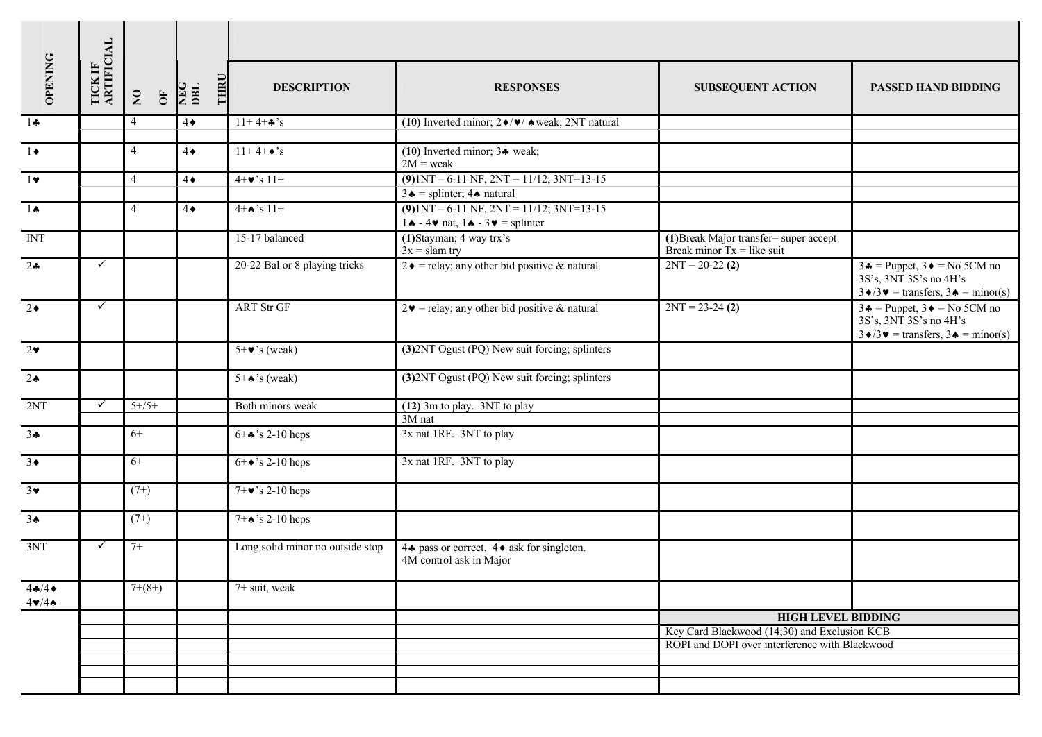| OPENING | TICK IF ARTIFICIAL | NO OF | NEG DBL THRU | DESCRIPTION | RESPONSES | SUBSEQUENT ACTION | PASSED HAND BIDDING |
|---|---|---|---|---|---|---|---|
| 1♣ | | 4 | 4♦ | 11+ 4+♣'s | **(10)** Inverted minor; 2♦/♥/ ♠weak; 2NT natural | | |
| 1♦ | | 4 | 4♦ | 11+ 4+♦'s | **(10)** Inverted minor; 3♣ weak; 2M = weak | | |
| 1♥ | | 4 | 4♦ | 4+♥'s 11+ | **(9)**1NT – 6-11 NF, 2NT = 11/12; 3NT=13-15 3♠ = splinter; 4♠ natural | | |
| 1♠ | | 4 | 4♦ | 4+♠'s 11+ | **(9)**1NT – 6-11 NF, 2NT = 11/12; 3NT=13-15 1♠ - 4♥ nat, 1♠ - 3♥ = splinter | | |
| INT | | | | 15-17 balanced | **(1)**Stayman; 4 way trx's 3x = slam try | **(1)**Break Major transfer= super accept Break minor Tx = like suit | |
| 2♣ | ✓ | | | 20-22 Bal or 8 playing tricks | 2♦ = relay; any other bid positive & natural | 2NT = 20-22 **(2)** | 3♣ = Puppet, 3♦ = No 5CM no 3S's, 3NT 3S's no 4H's 3♦/3♥ = transfers, 3♠ = minor(s) |
| 2♦ | ✓ | | | ART Str GF | 2♥ = relay; any other bid positive & natural | 2NT = 23-24 **(2)** | 3♣ = Puppet, 3♦ = No 5CM no 3S's, 3NT 3S's no 4H's 3♦/3♥ = transfers, 3♠ = minor(s) |
| 2♥ | | | | 5+♥'s (weak) | **(3)**2NT Ogust (PQ) New suit forcing; splinters | | |
| 2♠ | | | | 5+♠'s (weak) | **(3)**2NT Ogust (PQ) New suit forcing; splinters | | |
| 2NT | ✓ | 5+/5+ | | Both minors weak | **(12)** 3m to play. 3NT to play 3M nat | | |
| 3♣ | | 6+ | | 6+♣'s 2-10 hcps | 3x nat 1RF. 3NT to play | | |
| 3♦ | | 6+ | | 6+♦'s 2-10 hcps | 3x nat 1RF. 3NT to play | | |
| 3♥ | | (7+) | | 7+♥'s 2-10 hcps | | | |
| 3♠ | | (7+) | | 7+♠'s 2-10 hcps | | | |
| 3NT | ✓ | 7+ | | Long solid minor no outside stop | 4♣ pass or correct. 4♦ ask for singleton. 4M control ask in Major | | |
| 4♣/4♦ 4♥/4♠ | | 7+(8+) | | 7+ suit, weak | | | |

**HIGH LEVEL BIDDING**

Key Card Blackwood (14;30) and Exclusion KCB

ROPI and DOPI over interference with Blackwood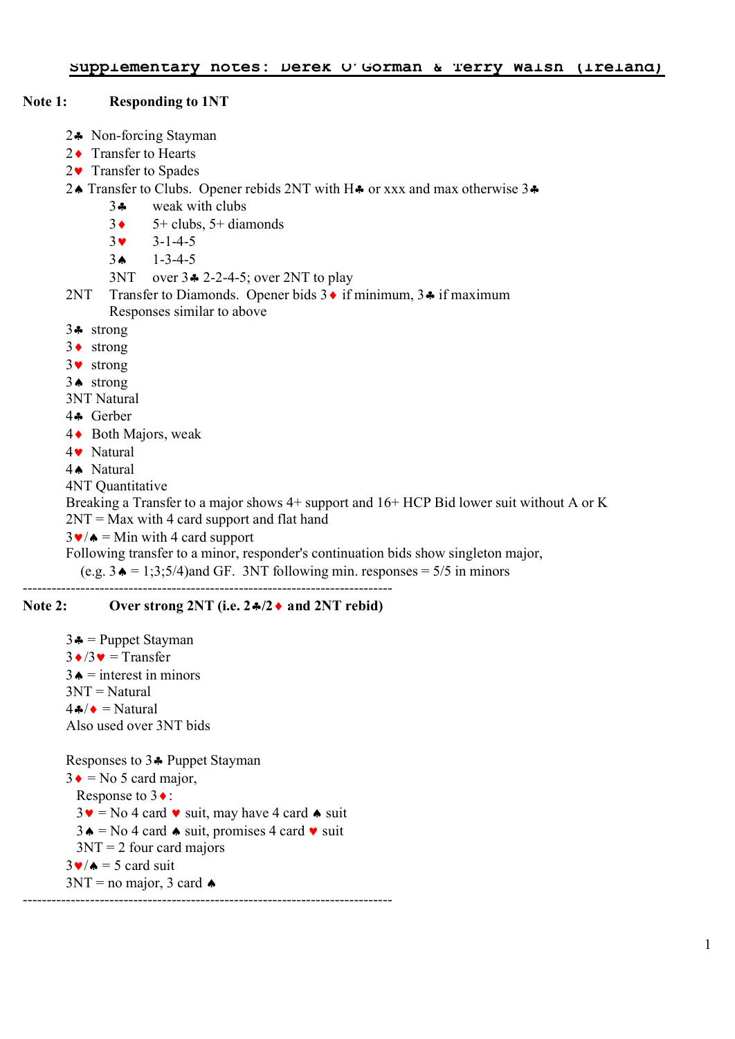# Supplementary notes: Derek O'Gorman & Terry Walsh (Ireland)

**Note 1: Responding to 1NT**

2♣ Non-forcing Stayman
2♦ Transfer to Hearts
2♥ Transfer to Spades
2♠ Transfer to Clubs. Opener rebids 2NT with H♣ or xxx and max otherwise 3♣
- 3♣ weak with clubs
- 3♦ 5+ clubs, 5+ diamonds
- 3♥ 3-1-4-5
- 3♠ 1-3-4-5
- 3NT over 3♣ 2-2-4-5; over 2NT to play

2NT Transfer to Diamonds. Opener bids 3♦ if minimum, 3♣ if maximum
Responses similar to above
3♣ strong
3♦ strong
3♥ strong
3♠ strong
3NT Natural
4♣ Gerber
4♦ Both Majors, weak
4♥ Natural
4♠ Natural
4NT Quantitative
Breaking a Transfer to a major shows 4+ support and 16+ HCP Bid lower suit without A or K
2NT = Max with 4 card support and flat hand
3♥/♠ = Min with 4 card support
Following transfer to a minor, responder's continuation bids show singleton major,
(e.g. 3♠ = 1;3;5/4)and GF. 3NT following min. responses = 5/5 in minors

---

**Note 2: Over strong 2NT (i.e. 2♣/2♦ and 2NT rebid)**

3♣ = Puppet Stayman
3♦/3♥ = Transfer
3♠ = interest in minors
3NT = Natural
4♣/♦ = Natural
Also used over 3NT bids

Responses to 3♣ Puppet Stayman
3♦ = No 5 card major,
- Response to 3♦:
  - 3♥ = No 4 card ♥ suit, may have 4 card ♠ suit
  - 3♠ = No 4 card ♠ suit, promises 4 card ♥ suit
  - 3NT = 2 four card majors

3♥/♠ = 5 card suit
3NT = no major, 3 card ♠

---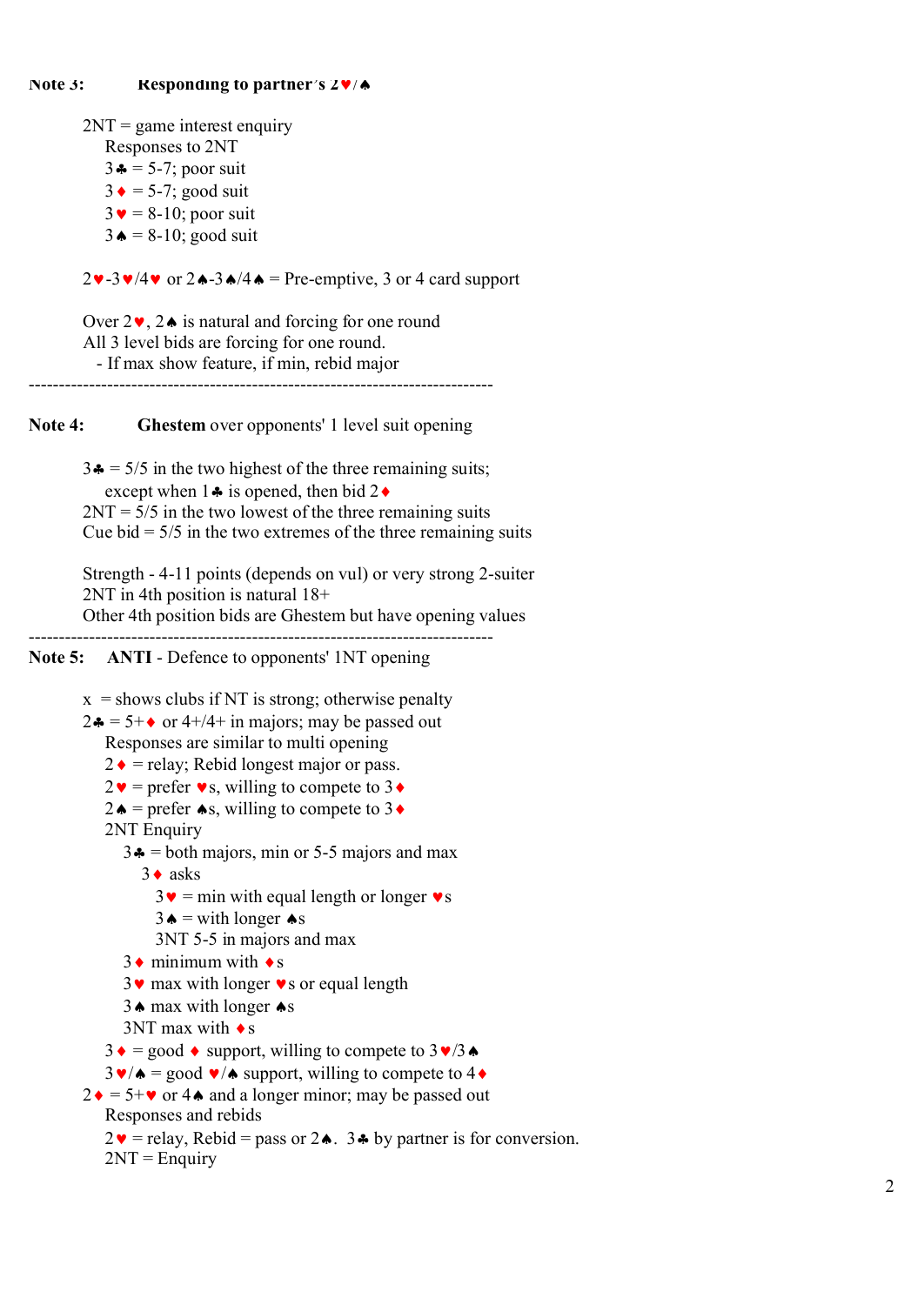**Note 3:** **Responding to partner's 2♥/♠**

2NT = game interest enquiry
- Responses to 2NT
- 3♣ = 5-7; poor suit
- 3♦ = 5-7; good suit
- 3♥ = 8-10; poor suit
- 3♠ = 8-10; good suit

2♥-3♥/4♥ or 2♠-3♠/4♠ = Pre-emptive, 3 or 4 card support

Over 2♥, 2♠ is natural and forcing for one round
All 3 level bids are forcing for one round.
- If max show feature, if min, rebid major

---

**Note 4:** **Ghestem** over opponents' 1 level suit opening

3♣ = 5/5 in the two highest of the three remaining suits;
except when 1♣ is opened, then bid 2♦
2NT = 5/5 in the two lowest of the three remaining suits
Cue bid = 5/5 in the two extremes of the three remaining suits

Strength - 4-11 points (depends on vul) or very strong 2-suiter
2NT in 4th position is natural 18+
Other 4th position bids are Ghestem but have opening values

---

**Note 5:** **ANTI** - Defence to opponents' 1NT opening

x = shows clubs if NT is strong; otherwise penalty
2♣ = 5+♦ or 4+/4+ in majors; may be passed out
- Responses are similar to multi opening
- 2♦ = relay; Rebid longest major or pass.
- 2♥ = prefer ♥s, willing to compete to 3♦
- 2♠ = prefer ♠s, willing to compete to 3♦
- 2NT Enquiry
  - 3♣ = both majors, min or 5-5 majors and max
    - 3♦ asks
      - 3♥ = min with equal length or longer ♥s
      - 3♠ = with longer ♠s
      - 3NT 5-5 in majors and max
  - 3♦ minimum with ♦s
  - 3♥ max with longer ♥s or equal length
  - 3♠ max with longer ♠s
  - 3NT max with ♦s
- 3♦ = good ♦ support, willing to compete to 3♥/3♠
- 3♥/♠ = good ♥/♠ support, willing to compete to 4♦

2♦ = 5+♥ or 4♠ and a longer minor; may be passed out
- Responses and rebids
- 2♥ = relay, Rebid = pass or 2♠. 3♣ by partner is for conversion.
- 2NT = Enquiry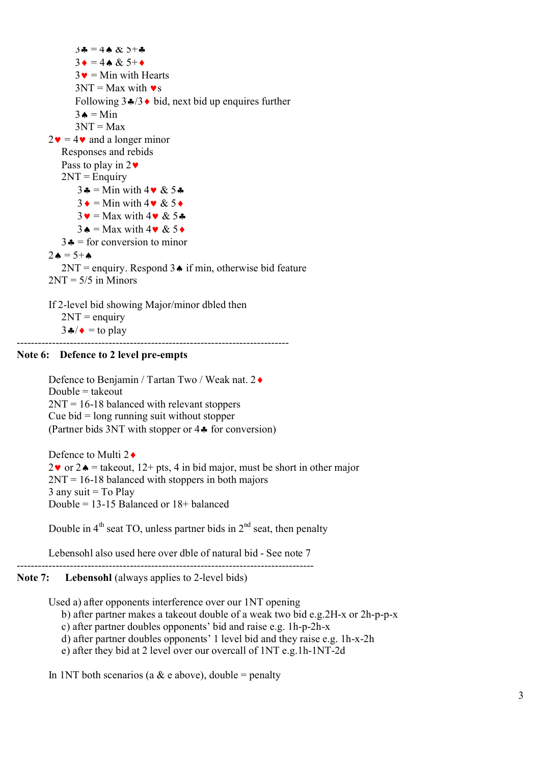3♣ = 4♠ & 5+♣

3♦ = 4♠ & 5+♦

3♥ = Min with Hearts

3NT = Max with ♥s

Following 3♣/3♦ bid, next bid up enquires further

3♠ = Min

3NT = Max

2♥ = 4♥ and a longer minor

Responses and rebids

Pass to play in 2♥

2NT = Enquiry

3♣ = Min with 4♥ & 5♣

3♦ = Min with 4♥ & 5♦

3♥ = Max with 4♥ & 5♣

3♠ = Max with 4♥ & 5♦

3♣ = for conversion to minor

2♠ = 5+♠

2NT = enquiry. Respond 3♠ if min, otherwise bid feature

2NT = 5/5 in Minors

If 2-level bid showing Major/minor dbled then

2NT = enquiry

3♣/♦ = to play

---

**Note 6: Defence to 2 level pre-empts**

Defence to Benjamin / Tartan Two / Weak nat. 2♦

Double = takeout

2NT = 16-18 balanced with relevant stoppers

Cue bid = long running suit without stopper

(Partner bids 3NT with stopper or 4♣ for conversion)

Defence to Multi 2♦

2♥ or 2♠ = takeout, 12+ pts, 4 in bid major, must be short in other major

2NT = 16-18 balanced with stoppers in both majors

3 any suit = To Play

Double = 13-15 Balanced or 18+ balanced

Double in 4th seat TO, unless partner bids in 2nd seat, then penalty

Lebensohl also used here over dble of natural bid - See note 7

---

**Note 7: Lebensohl** (always applies to 2-level bids)

Used a) after opponents interference over our 1NT opening

b) after partner makes a takeout double of a weak two bid e.g.2H-x or 2h-p-p-x

c) after partner doubles opponents' bid and raise e.g. 1h-p-2h-x

d) after partner doubles opponents' 1 level bid and they raise e.g. 1h-x-2h

e) after they bid at 2 level over our overcall of 1NT e.g.1h-1NT-2d

In 1NT both scenarios (a & e above), double = penalty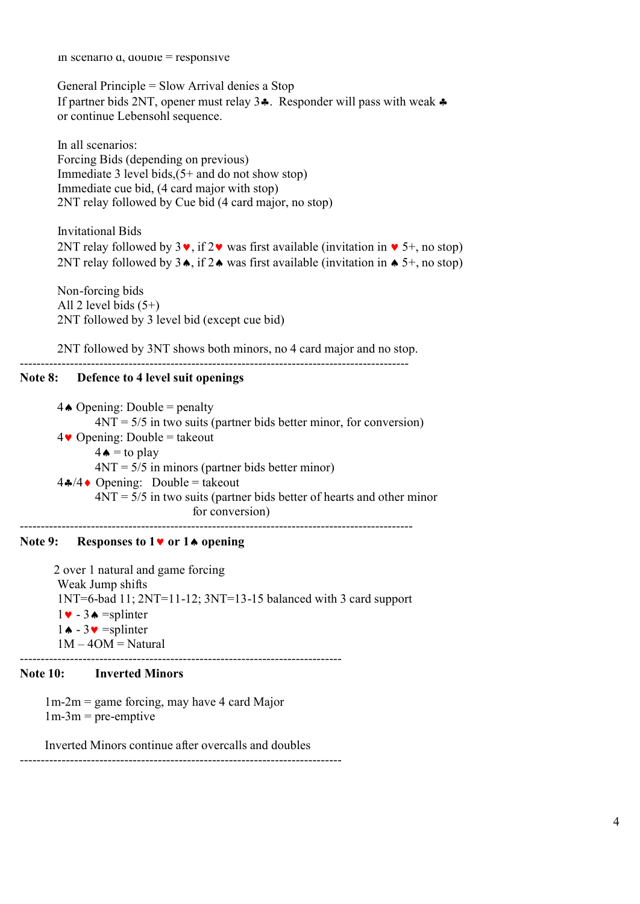In scenario d, double = responsive

General Principle = Slow Arrival denies a Stop
If partner bids 2NT, opener must relay 3♣. Responder will pass with weak ♣ or continue Lebensohl sequence.

In all scenarios:
Forcing Bids (depending on previous)
Immediate 3 level bids,(5+ and do not show stop)
Immediate cue bid, (4 card major with stop)
2NT relay followed by Cue bid (4 card major, no stop)

Invitational Bids
2NT relay followed by 3♥, if 2♥ was first available (invitation in ♥ 5+, no stop)
2NT relay followed by 3♠, if 2♠ was first available (invitation in ♠ 5+, no stop)

Non-forcing bids
All 2 level bids (5+)
2NT followed by 3 level bid (except cue bid)

2NT followed by 3NT shows both minors, no 4 card major and no stop.

---

**Note 8: Defence to 4 level suit openings**

4♠ Opening: Double = penalty
- 4NT = 5/5 in two suits (partner bids better minor, for conversion)

4♥ Opening: Double = takeout
- 4♠ = to play
- 4NT = 5/5 in minors (partner bids better minor)

4♣/4♦ Opening: Double = takeout
- 4NT = 5/5 in two suits (partner bids better of hearts and other minor for conversion)

---

**Note 9: Responses to 1♥ or 1♠ opening**

2 over 1 natural and game forcing
Weak Jump shifts
1NT=6-bad 11; 2NT=11-12; 3NT=13-15 balanced with 3 card support
1♥ - 3♠ =splinter
1♠ - 3♥ =splinter
1M – 4OM = Natural

---

**Note 10: Inverted Minors**

1m-2m = game forcing, may have 4 card Major
1m-3m = pre-emptive

Inverted Minors continue after overcalls and doubles

---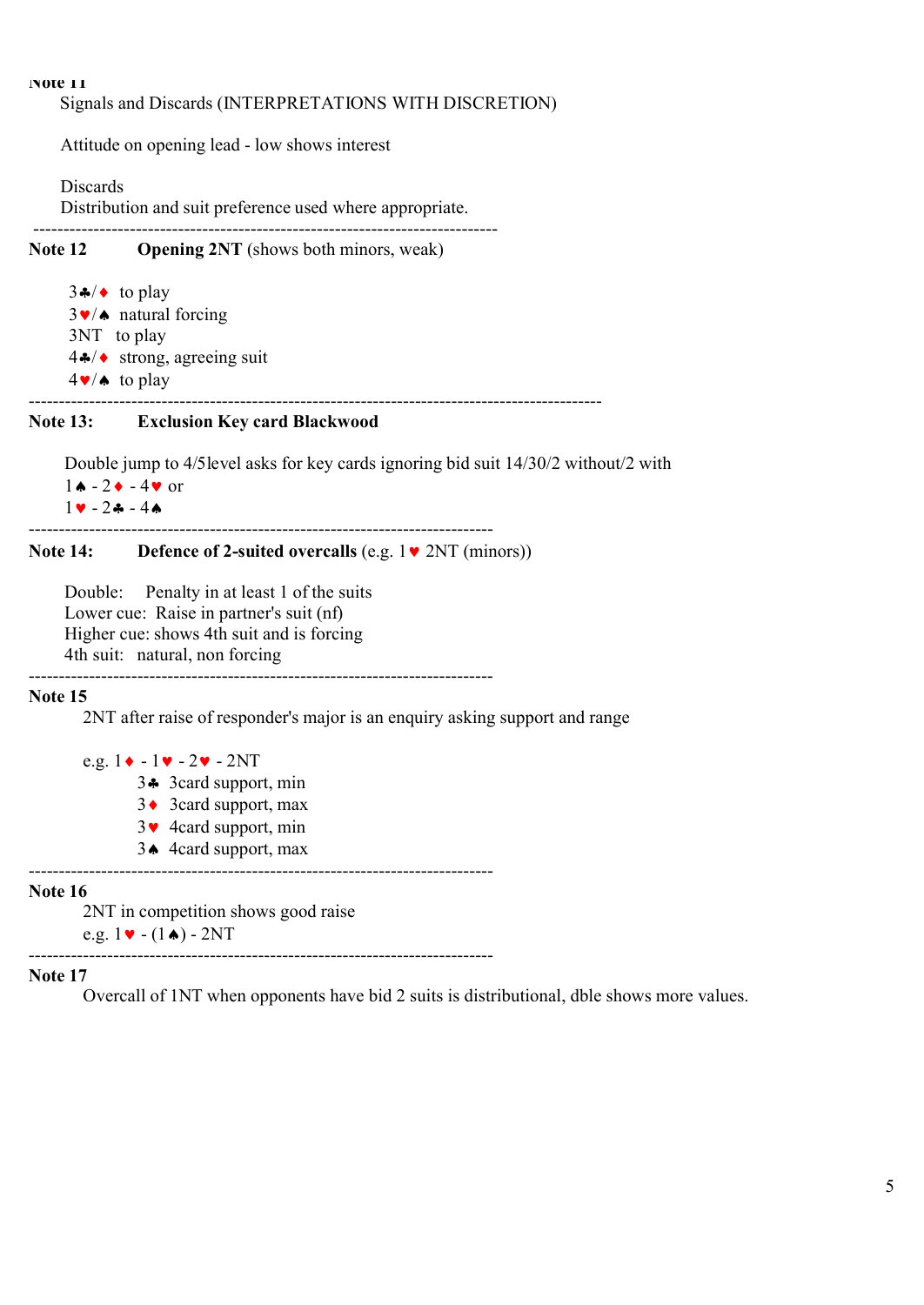**Note 11**

Signals and Discards (INTERPRETATIONS WITH DISCRETION)

Attitude on opening lead - low shows interest

Discards
Distribution and suit preference used where appropriate.

---

**Note 12** **Opening 2NT** (shows both minors, weak)

3♣/♦ to play
3♥/♠ natural forcing
3NT to play
4♣/♦ strong, agreeing suit
4♥/♠ to play

---

**Note 13:** **Exclusion Key card Blackwood**

Double jump to 4/5level asks for key cards ignoring bid suit 14/30/2 without/2 with
1♠ - 2♦ - 4♥ or
1♥ - 2♣ - 4♠

---

**Note 14:** **Defence of 2-suited overcalls** (e.g. 1♥ 2NT (minors))

Double: Penalty in at least 1 of the suits
Lower cue: Raise in partner's suit (nf)
Higher cue: shows 4th suit and is forcing
4th suit: natural, non forcing

---

**Note 15**

2NT after raise of responder's major is an enquiry asking support and range

e.g. 1♦ - 1♥ - 2♥ - 2NT
3♣ 3card support, min
3♦ 3card support, max
3♥ 4card support, min
3♠ 4card support, max

---

**Note 16**

2NT in competition shows good raise
e.g. 1♥ - (1♠) - 2NT

---

**Note 17**

Overcall of 1NT when opponents have bid 2 suits is distributional, dble shows more values.